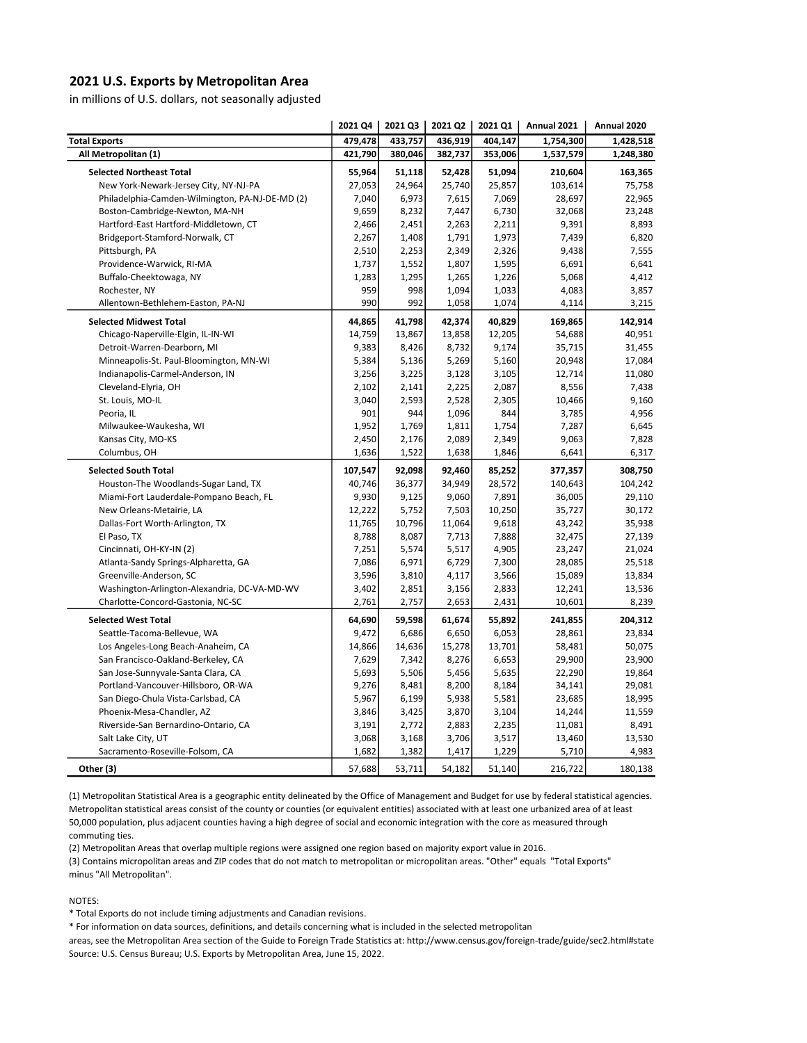## 2021 U.S. Exports by Metropolitan Area

in millions of U.S. dollars, not seasonally adjusted

| | 2021 Q4 | 2021 Q3 | 2021 Q2 | 2021 Q1 | Annual 2021 | Annual 2020 |
|---|---|---|---|---|---|---|
| **Total Exports** | **479,478** | **433,757** | **436,919** | **404,147** | **1,754,300** | **1,428,518** |
| **All Metropolitan (1)** | **421,790** | **380,046** | **382,737** | **353,006** | **1,537,579** | **1,248,380** |
| **Selected Northeast Total** | **55,964** | **51,118** | **52,428** | **51,094** | **210,604** | **163,365** |
| New York-Newark-Jersey City, NY-NJ-PA | 27,053 | 24,964 | 25,740 | 25,857 | 103,614 | 75,758 |
| Philadelphia-Camden-Wilmington, PA-NJ-DE-MD (2) | 7,040 | 6,973 | 7,615 | 7,069 | 28,697 | 22,965 |
| Boston-Cambridge-Newton, MA-NH | 9,659 | 8,232 | 7,447 | 6,730 | 32,068 | 23,248 |
| Hartford-East Hartford-Middletown, CT | 2,466 | 2,451 | 2,263 | 2,211 | 9,391 | 8,893 |
| Bridgeport-Stamford-Norwalk, CT | 2,267 | 1,408 | 1,791 | 1,973 | 7,439 | 6,820 |
| Pittsburgh, PA | 2,510 | 2,253 | 2,349 | 2,326 | 9,438 | 7,555 |
| Providence-Warwick, RI-MA | 1,737 | 1,552 | 1,807 | 1,595 | 6,691 | 6,641 |
| Buffalo-Cheektowaga, NY | 1,283 | 1,295 | 1,265 | 1,226 | 5,068 | 4,412 |
| Rochester, NY | 959 | 998 | 1,094 | 1,033 | 4,083 | 3,857 |
| Allentown-Bethlehem-Easton, PA-NJ | 990 | 992 | 1,058 | 1,074 | 4,114 | 3,215 |
| **Selected Midwest Total** | **44,865** | **41,798** | **42,374** | **40,829** | **169,865** | **142,914** |
| Chicago-Naperville-Elgin, IL-IN-WI | 14,759 | 13,867 | 13,858 | 12,205 | 54,688 | 40,951 |
| Detroit-Warren-Dearborn, MI | 9,383 | 8,426 | 8,732 | 9,174 | 35,715 | 31,455 |
| Minneapolis-St. Paul-Bloomington, MN-WI | 5,384 | 5,136 | 5,269 | 5,160 | 20,948 | 17,084 |
| Indianapolis-Carmel-Anderson, IN | 3,256 | 3,225 | 3,128 | 3,105 | 12,714 | 11,080 |
| Cleveland-Elyria, OH | 2,102 | 2,141 | 2,225 | 2,087 | 8,556 | 7,438 |
| St. Louis, MO-IL | 3,040 | 2,593 | 2,528 | 2,305 | 10,466 | 9,160 |
| Peoria, IL | 901 | 944 | 1,096 | 844 | 3,785 | 4,956 |
| Milwaukee-Waukesha, WI | 1,952 | 1,769 | 1,811 | 1,754 | 7,287 | 6,645 |
| Kansas City, MO-KS | 2,450 | 2,176 | 2,089 | 2,349 | 9,063 | 7,828 |
| Columbus, OH | 1,636 | 1,522 | 1,638 | 1,846 | 6,641 | 6,317 |
| **Selected South Total** | **107,547** | **92,098** | **92,460** | **85,252** | **377,357** | **308,750** |
| Houston-The Woodlands-Sugar Land, TX | 40,746 | 36,377 | 34,949 | 28,572 | 140,643 | 104,242 |
| Miami-Fort Lauderdale-Pompano Beach, FL | 9,930 | 9,125 | 9,060 | 7,891 | 36,005 | 29,110 |
| New Orleans-Metairie, LA | 12,222 | 5,752 | 7,503 | 10,250 | 35,727 | 30,172 |
| Dallas-Fort Worth-Arlington, TX | 11,765 | 10,796 | 11,064 | 9,618 | 43,242 | 35,938 |
| El Paso, TX | 8,788 | 8,087 | 7,713 | 7,888 | 32,475 | 27,139 |
| Cincinnati, OH-KY-IN (2) | 7,251 | 5,574 | 5,517 | 4,905 | 23,247 | 21,024 |
| Atlanta-Sandy Springs-Alpharetta, GA | 7,086 | 6,971 | 6,729 | 7,300 | 28,085 | 25,518 |
| Greenville-Anderson, SC | 3,596 | 3,810 | 4,117 | 3,566 | 15,089 | 13,834 |
| Washington-Arlington-Alexandria, DC-VA-MD-WV | 3,402 | 2,851 | 3,156 | 2,833 | 12,241 | 13,536 |
| Charlotte-Concord-Gastonia, NC-SC | 2,761 | 2,757 | 2,653 | 2,431 | 10,601 | 8,239 |
| **Selected West Total** | **64,690** | **59,598** | **61,674** | **55,892** | **241,855** | **204,312** |
| Seattle-Tacoma-Bellevue, WA | 9,472 | 6,686 | 6,650 | 6,053 | 28,861 | 23,834 |
| Los Angeles-Long Beach-Anaheim, CA | 14,866 | 14,636 | 15,278 | 13,701 | 58,481 | 50,075 |
| San Francisco-Oakland-Berkeley, CA | 7,629 | 7,342 | 8,276 | 6,653 | 29,900 | 23,900 |
| San Jose-Sunnyvale-Santa Clara, CA | 5,693 | 5,506 | 5,456 | 5,635 | 22,290 | 19,864 |
| Portland-Vancouver-Hillsboro, OR-WA | 9,276 | 8,481 | 8,200 | 8,184 | 34,141 | 29,081 |
| San Diego-Chula Vista-Carlsbad, CA | 5,967 | 6,199 | 5,938 | 5,581 | 23,685 | 18,995 |
| Phoenix-Mesa-Chandler, AZ | 3,846 | 3,425 | 3,870 | 3,104 | 14,244 | 11,559 |
| Riverside-San Bernardino-Ontario, CA | 3,191 | 2,772 | 2,883 | 2,235 | 11,081 | 8,491 |
| Salt Lake City, UT | 3,068 | 3,168 | 3,706 | 3,517 | 13,460 | 13,530 |
| Sacramento-Roseville-Folsom, CA | 1,682 | 1,382 | 1,417 | 1,229 | 5,710 | 4,983 |
| **Other (3)** | 57,688 | 53,711 | 54,182 | 51,140 | 216,722 | 180,138 |

(1) Metropolitan Statistical Area is a geographic entity delineated by the Office of Management and Budget for use by federal statistical agencies. Metropolitan statistical areas consist of the county or counties (or equivalent entities) associated with at least one urbanized area of at least 50,000 population, plus adjacent counties having a high degree of social and economic integration with the core as measured through commuting ties.

(2) Metropolitan Areas that overlap multiple regions were assigned one region based on majority export value in 2016.

(3) Contains micropolitan areas and ZIP codes that do not match to metropolitan or micropolitan areas. "Other" equals "Total Exports" minus "All Metropolitan".

NOTES:

* Total Exports do not include timing adjustments and Canadian revisions.
* For information on data sources, definitions, and details concerning what is included in the selected metropolitan areas, see the Metropolitan Area section of the Guide to Foreign Trade Statistics at: http://www.census.gov/foreign-trade/guide/sec2.html#state

Source: U.S. Census Bureau; U.S. Exports by Metropolitan Area, June 15, 2022.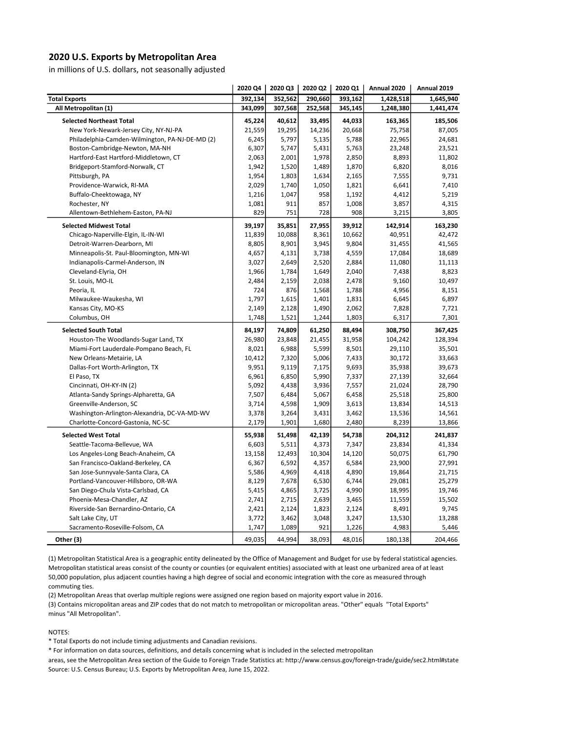## 2020 U.S. Exports by Metropolitan Area

in millions of U.S. dollars, not seasonally adjusted

| | 2020 Q4 | 2020 Q3 | 2020 Q2 | 2020 Q1 | Annual 2020 | Annual 2019 |
|---|---|---|---|---|---|---|
| **Total Exports** | **392,134** | **352,562** | **290,660** | **393,162** | **1,428,518** | **1,645,940** |
| **All Metropolitan (1)** | **343,099** | **307,568** | **252,568** | **345,145** | **1,248,380** | **1,441,474** |
| **Selected Northeast Total** | **45,224** | **40,612** | **33,495** | **44,033** | **163,365** | **185,506** |
| New York-Newark-Jersey City, NY-NJ-PA | 21,559 | 19,295 | 14,236 | 20,668 | 75,758 | 87,005 |
| Philadelphia-Camden-Wilmington, PA-NJ-DE-MD (2) | 6,245 | 5,797 | 5,135 | 5,788 | 22,965 | 24,681 |
| Boston-Cambridge-Newton, MA-NH | 6,307 | 5,747 | 5,431 | 5,763 | 23,248 | 23,521 |
| Hartford-East Hartford-Middletown, CT | 2,063 | 2,001 | 1,978 | 2,850 | 8,893 | 11,802 |
| Bridgeport-Stamford-Norwalk, CT | 1,942 | 1,520 | 1,489 | 1,870 | 6,820 | 8,016 |
| Pittsburgh, PA | 1,954 | 1,803 | 1,634 | 2,165 | 7,555 | 9,731 |
| Providence-Warwick, RI-MA | 2,029 | 1,740 | 1,050 | 1,821 | 6,641 | 7,410 |
| Buffalo-Cheektowaga, NY | 1,216 | 1,047 | 958 | 1,192 | 4,412 | 5,219 |
| Rochester, NY | 1,081 | 911 | 857 | 1,008 | 3,857 | 4,315 |
| Allentown-Bethlehem-Easton, PA-NJ | 829 | 751 | 728 | 908 | 3,215 | 3,805 |
| **Selected Midwest Total** | **39,197** | **35,851** | **27,955** | **39,912** | **142,914** | **163,230** |
| Chicago-Naperville-Elgin, IL-IN-WI | 11,839 | 10,088 | 8,361 | 10,662 | 40,951 | 42,472 |
| Detroit-Warren-Dearborn, MI | 8,805 | 8,901 | 3,945 | 9,804 | 31,455 | 41,565 |
| Minneapolis-St. Paul-Bloomington, MN-WI | 4,657 | 4,131 | 3,738 | 4,559 | 17,084 | 18,689 |
| Indianapolis-Carmel-Anderson, IN | 3,027 | 2,649 | 2,520 | 2,884 | 11,080 | 11,113 |
| Cleveland-Elyria, OH | 1,966 | 1,784 | 1,649 | 2,040 | 7,438 | 8,823 |
| St. Louis, MO-IL | 2,484 | 2,159 | 2,038 | 2,478 | 9,160 | 10,497 |
| Peoria, IL | 724 | 876 | 1,568 | 1,788 | 4,956 | 8,151 |
| Milwaukee-Waukesha, WI | 1,797 | 1,615 | 1,401 | 1,831 | 6,645 | 6,897 |
| Kansas City, MO-KS | 2,149 | 2,128 | 1,490 | 2,062 | 7,828 | 7,721 |
| Columbus, OH | 1,748 | 1,521 | 1,244 | 1,803 | 6,317 | 7,301 |
| **Selected South Total** | **84,197** | **74,809** | **61,250** | **88,494** | **308,750** | **367,425** |
| Houston-The Woodlands-Sugar Land, TX | 26,980 | 23,848 | 21,455 | 31,958 | 104,242 | 128,394 |
| Miami-Fort Lauderdale-Pompano Beach, FL | 8,021 | 6,988 | 5,599 | 8,501 | 29,110 | 35,501 |
| New Orleans-Metairie, LA | 10,412 | 7,320 | 5,006 | 7,433 | 30,172 | 33,663 |
| Dallas-Fort Worth-Arlington, TX | 9,951 | 9,119 | 7,175 | 9,693 | 35,938 | 39,673 |
| El Paso, TX | 6,961 | 6,850 | 5,990 | 7,337 | 27,139 | 32,664 |
| Cincinnati, OH-KY-IN (2) | 5,092 | 4,438 | 3,936 | 7,557 | 21,024 | 28,790 |
| Atlanta-Sandy Springs-Alpharetta, GA | 7,507 | 6,484 | 5,067 | 6,458 | 25,518 | 25,800 |
| Greenville-Anderson, SC | 3,714 | 4,598 | 1,909 | 3,613 | 13,834 | 14,513 |
| Washington-Arlington-Alexandria, DC-VA-MD-WV | 3,378 | 3,264 | 3,431 | 3,462 | 13,536 | 14,561 |
| Charlotte-Concord-Gastonia, NC-SC | 2,179 | 1,901 | 1,680 | 2,480 | 8,239 | 13,866 |
| **Selected West Total** | **55,938** | **51,498** | **42,139** | **54,738** | **204,312** | **241,837** |
| Seattle-Tacoma-Bellevue, WA | 6,603 | 5,511 | 4,373 | 7,347 | 23,834 | 41,334 |
| Los Angeles-Long Beach-Anaheim, CA | 13,158 | 12,493 | 10,304 | 14,120 | 50,075 | 61,790 |
| San Francisco-Oakland-Berkeley, CA | 6,367 | 6,592 | 4,357 | 6,584 | 23,900 | 27,991 |
| San Jose-Sunnyvale-Santa Clara, CA | 5,586 | 4,969 | 4,418 | 4,890 | 19,864 | 21,715 |
| Portland-Vancouver-Hillsboro, OR-WA | 8,129 | 7,678 | 6,530 | 6,744 | 29,081 | 25,279 |
| San Diego-Chula Vista-Carlsbad, CA | 5,415 | 4,865 | 3,725 | 4,990 | 18,995 | 19,746 |
| Phoenix-Mesa-Chandler, AZ | 2,741 | 2,715 | 2,639 | 3,465 | 11,559 | 15,502 |
| Riverside-San Bernardino-Ontario, CA | 2,421 | 2,124 | 1,823 | 2,124 | 8,491 | 9,745 |
| Salt Lake City, UT | 3,772 | 3,462 | 3,048 | 3,247 | 13,530 | 13,288 |
| Sacramento-Roseville-Folsom, CA | 1,747 | 1,089 | 921 | 1,226 | 4,983 | 5,446 |
| **Other (3)** | 49,035 | 44,994 | 38,093 | 48,016 | 180,138 | 204,466 |

(1) Metropolitan Statistical Area is a geographic entity delineated by the Office of Management and Budget for use by federal statistical agencies. Metropolitan statistical areas consist of the county or counties (or equivalent entities) associated with at least one urbanized area of at least 50,000 population, plus adjacent counties having a high degree of social and economic integration with the core as measured through commuting ties.

(2) Metropolitan Areas that overlap multiple regions were assigned one region based on majority export value in 2016.

(3) Contains micropolitan areas and ZIP codes that do not match to metropolitan or micropolitan areas. "Other" equals "Total Exports" minus "All Metropolitan".

NOTES:

* Total Exports do not include timing adjustments and Canadian revisions.
* For information on data sources, definitions, and details concerning what is included in the selected metropolitan areas, see the Metropolitan Area section of the Guide to Foreign Trade Statistics at: http://www.census.gov/foreign-trade/guide/sec2.html#state

Source: U.S. Census Bureau; U.S. Exports by Metropolitan Area, June 15, 2022.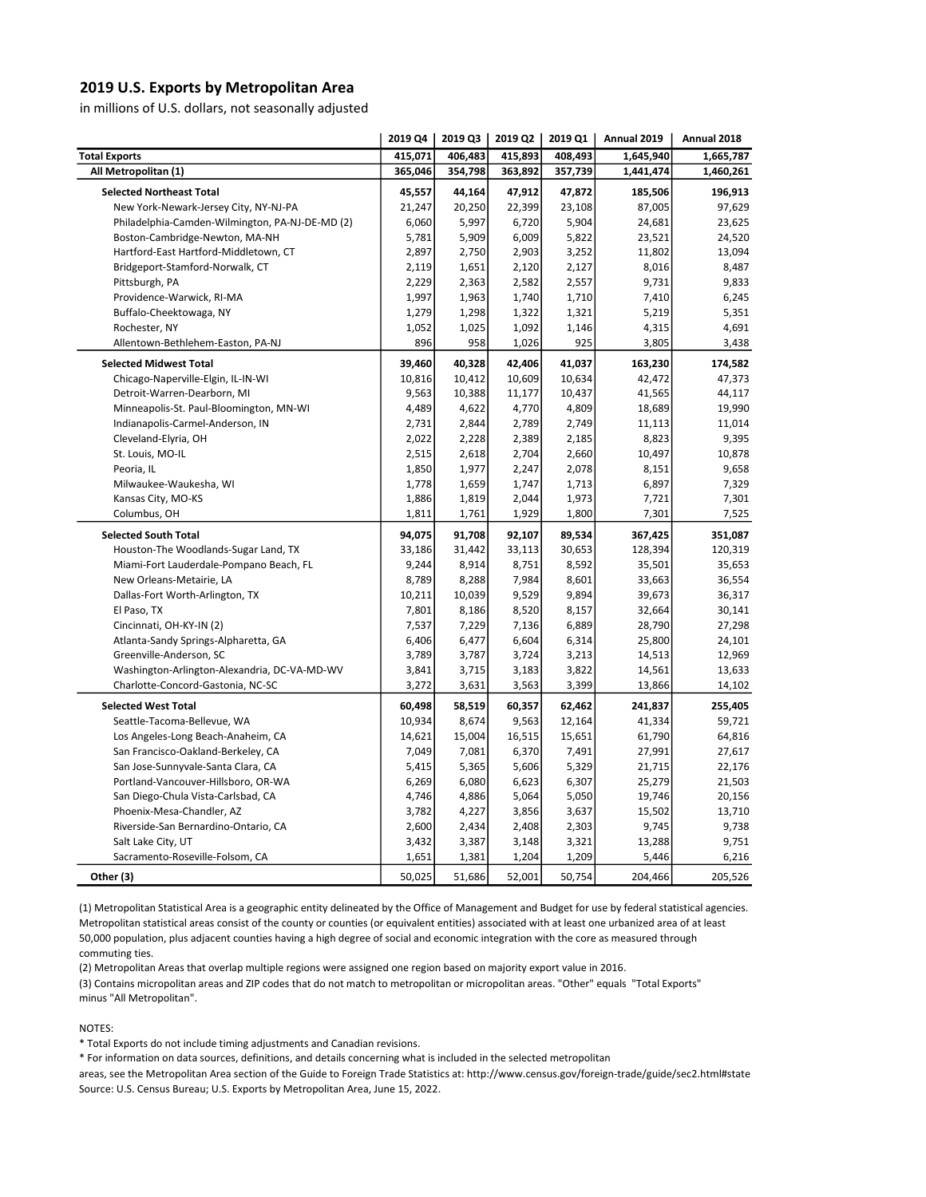## 2019 U.S. Exports by Metropolitan Area

in millions of U.S. dollars, not seasonally adjusted

| | 2019 Q4 | 2019 Q3 | 2019 Q2 | 2019 Q1 | Annual 2019 | Annual 2018 |
|---|---|---|---|---|---|---|
| **Total Exports** | **415,071** | **406,483** | **415,893** | **408,493** | **1,645,940** | **1,665,787** |
| **All Metropolitan (1)** | **365,046** | **354,798** | **363,892** | **357,739** | **1,441,474** | **1,460,261** |
| **Selected Northeast Total** | **45,557** | **44,164** | **47,912** | **47,872** | **185,506** | **196,913** |
| New York-Newark-Jersey City, NY-NJ-PA | 21,247 | 20,250 | 22,399 | 23,108 | 87,005 | 97,629 |
| Philadelphia-Camden-Wilmington, PA-NJ-DE-MD (2) | 6,060 | 5,997 | 6,720 | 5,904 | 24,681 | 23,625 |
| Boston-Cambridge-Newton, MA-NH | 5,781 | 5,909 | 6,009 | 5,822 | 23,521 | 24,520 |
| Hartford-East Hartford-Middletown, CT | 2,897 | 2,750 | 2,903 | 3,252 | 11,802 | 13,094 |
| Bridgeport-Stamford-Norwalk, CT | 2,119 | 1,651 | 2,120 | 2,127 | 8,016 | 8,487 |
| Pittsburgh, PA | 2,229 | 2,363 | 2,582 | 2,557 | 9,731 | 9,833 |
| Providence-Warwick, RI-MA | 1,997 | 1,963 | 1,740 | 1,710 | 7,410 | 6,245 |
| Buffalo-Cheektowaga, NY | 1,279 | 1,298 | 1,322 | 1,321 | 5,219 | 5,351 |
| Rochester, NY | 1,052 | 1,025 | 1,092 | 1,146 | 4,315 | 4,691 |
| Allentown-Bethlehem-Easton, PA-NJ | 896 | 958 | 1,026 | 925 | 3,805 | 3,438 |
| **Selected Midwest Total** | **39,460** | **40,328** | **42,406** | **41,037** | **163,230** | **174,582** |
| Chicago-Naperville-Elgin, IL-IN-WI | 10,816 | 10,412 | 10,609 | 10,634 | 42,472 | 47,373 |
| Detroit-Warren-Dearborn, MI | 9,563 | 10,388 | 11,177 | 10,437 | 41,565 | 44,117 |
| Minneapolis-St. Paul-Bloomington, MN-WI | 4,489 | 4,622 | 4,770 | 4,809 | 18,689 | 19,990 |
| Indianapolis-Carmel-Anderson, IN | 2,731 | 2,844 | 2,789 | 2,749 | 11,113 | 11,014 |
| Cleveland-Elyria, OH | 2,022 | 2,228 | 2,389 | 2,185 | 8,823 | 9,395 |
| St. Louis, MO-IL | 2,515 | 2,618 | 2,704 | 2,660 | 10,497 | 10,878 |
| Peoria, IL | 1,850 | 1,977 | 2,247 | 2,078 | 8,151 | 9,658 |
| Milwaukee-Waukesha, WI | 1,778 | 1,659 | 1,747 | 1,713 | 6,897 | 7,329 |
| Kansas City, MO-KS | 1,886 | 1,819 | 2,044 | 1,973 | 7,721 | 7,301 |
| Columbus, OH | 1,811 | 1,761 | 1,929 | 1,800 | 7,301 | 7,525 |
| **Selected South Total** | **94,075** | **91,708** | **92,107** | **89,534** | **367,425** | **351,087** |
| Houston-The Woodlands-Sugar Land, TX | 33,186 | 31,442 | 33,113 | 30,653 | 128,394 | 120,319 |
| Miami-Fort Lauderdale-Pompano Beach, FL | 9,244 | 8,914 | 8,751 | 8,592 | 35,501 | 35,653 |
| New Orleans-Metairie, LA | 8,789 | 8,288 | 7,984 | 8,601 | 33,663 | 36,554 |
| Dallas-Fort Worth-Arlington, TX | 10,211 | 10,039 | 9,529 | 9,894 | 39,673 | 36,317 |
| El Paso, TX | 7,801 | 8,186 | 8,520 | 8,157 | 32,664 | 30,141 |
| Cincinnati, OH-KY-IN (2) | 7,537 | 7,229 | 7,136 | 6,889 | 28,790 | 27,298 |
| Atlanta-Sandy Springs-Alpharetta, GA | 6,406 | 6,477 | 6,604 | 6,314 | 25,800 | 24,101 |
| Greenville-Anderson, SC | 3,789 | 3,787 | 3,724 | 3,213 | 14,513 | 12,969 |
| Washington-Arlington-Alexandria, DC-VA-MD-WV | 3,841 | 3,715 | 3,183 | 3,822 | 14,561 | 13,633 |
| Charlotte-Concord-Gastonia, NC-SC | 3,272 | 3,631 | 3,563 | 3,399 | 13,866 | 14,102 |
| **Selected West Total** | **60,498** | **58,519** | **60,357** | **62,462** | **241,837** | **255,405** |
| Seattle-Tacoma-Bellevue, WA | 10,934 | 8,674 | 9,563 | 12,164 | 41,334 | 59,721 |
| Los Angeles-Long Beach-Anaheim, CA | 14,621 | 15,004 | 16,515 | 15,651 | 61,790 | 64,816 |
| San Francisco-Oakland-Berkeley, CA | 7,049 | 7,081 | 6,370 | 7,491 | 27,991 | 27,617 |
| San Jose-Sunnyvale-Santa Clara, CA | 5,415 | 5,365 | 5,606 | 5,329 | 21,715 | 22,176 |
| Portland-Vancouver-Hillsboro, OR-WA | 6,269 | 6,080 | 6,623 | 6,307 | 25,279 | 21,503 |
| San Diego-Chula Vista-Carlsbad, CA | 4,746 | 4,886 | 5,064 | 5,050 | 19,746 | 20,156 |
| Phoenix-Mesa-Chandler, AZ | 3,782 | 4,227 | 3,856 | 3,637 | 15,502 | 13,710 |
| Riverside-San Bernardino-Ontario, CA | 2,600 | 2,434 | 2,408 | 2,303 | 9,745 | 9,738 |
| Salt Lake City, UT | 3,432 | 3,387 | 3,148 | 3,321 | 13,288 | 9,751 |
| Sacramento-Roseville-Folsom, CA | 1,651 | 1,381 | 1,204 | 1,209 | 5,446 | 6,216 |
| **Other (3)** | 50,025 | 51,686 | 52,001 | 50,754 | 204,466 | 205,526 |

(1) Metropolitan Statistical Area is a geographic entity delineated by the Office of Management and Budget for use by federal statistical agencies. Metropolitan statistical areas consist of the county or counties (or equivalent entities) associated with at least one urbanized area of at least 50,000 population, plus adjacent counties having a high degree of social and economic integration with the core as measured through commuting ties.

(2) Metropolitan Areas that overlap multiple regions were assigned one region based on majority export value in 2016.

(3) Contains micropolitan areas and ZIP codes that do not match to metropolitan or micropolitan areas. "Other" equals "Total Exports" minus "All Metropolitan".

NOTES:

* Total Exports do not include timing adjustments and Canadian revisions.
* For information on data sources, definitions, and details concerning what is included in the selected metropolitan areas, see the Metropolitan Area section of the Guide to Foreign Trade Statistics at: http://www.census.gov/foreign-trade/guide/sec2.html#state

Source: U.S. Census Bureau; U.S. Exports by Metropolitan Area, June 15, 2022.